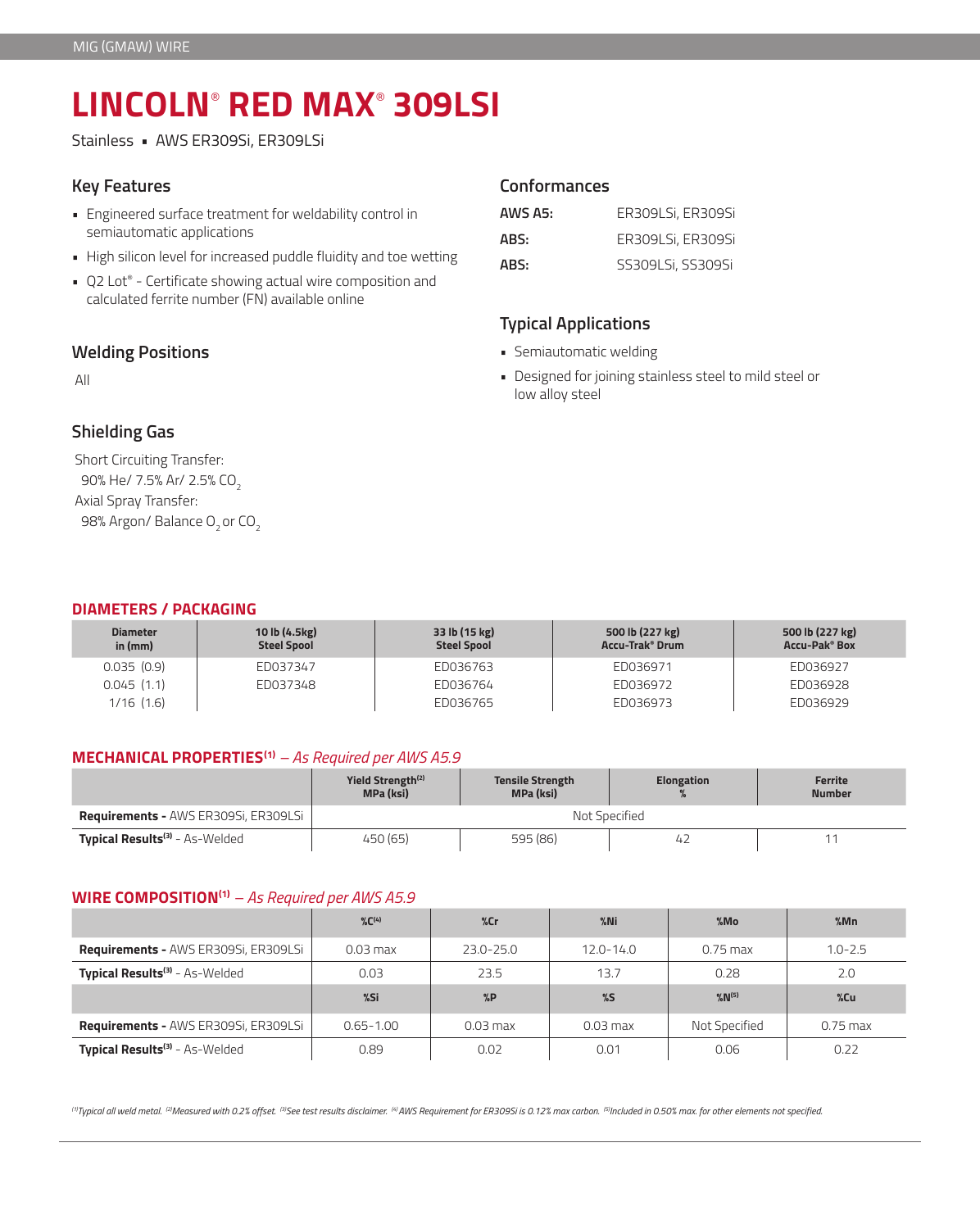MIG (GMAW) WIRE

# LINCOLN® RED MAX® 309LSI

Stainless ▪ AWS ER309Si, ER309LSi

## Key Features

- Engineered surface treatment for weldability control in semiautomatic applications
- High silicon level for increased puddle fluidity and toe wetting
- Q2 Lot® - Certificate showing actual wire composition and calculated ferrite number (FN) available online

## Welding Positions

All

## Shielding Gas

Short Circuiting Transfer:
90% He/ 7.5% Ar/ 2.5% $CO_2$
Axial Spray Transfer:
98% Argon/ Balance $O_2$ or $CO_2$

## Conformances

| | |
|---|---|
| **AWS A5:** | ER309LSi, ER309Si |
| **ABS:** | ER309LSi, ER309Si |
| **ABS:** | SS309LSi, SS309Si |

## Typical Applications

- Semiautomatic welding
- Designed for joining stainless steel to mild steel or low alloy steel

## DIAMETERS / PACKAGING

| Diameter in (mm) | 10 lb (4.5kg) Steel Spool | 33 lb (15 kg) Steel Spool | 500 lb (227 kg) Accu-Trak® Drum | 500 lb (227 kg) Accu-Pak® Box |
|---|---|---|---|---|
| 0.035 (0.9) | ED037347 | ED036763 | ED036971 | ED036927 |
| 0.045 (1.1) | ED037348 | ED036764 | ED036972 | ED036928 |
| 1/16 (1.6) | | ED036765 | ED036973 | ED036929 |

## MECHANICAL PROPERTIES[1] – *As Required per AWS A5.9*

| | Yield Strength[2] MPa (ksi) | Tensile Strength MPa (ksi) | Elongation % | Ferrite Number |
|---|---|---|---|---|
| **Requirements -** AWS ER309Si, ER309LSi | Not Specified | | | |
| **Typical Results[3]** - As-Welded | 450 (65) | 595 (86) | 42 | 11 |

## WIRE COMPOSITION[1] – *As Required per AWS A5.9*

| | %C[4] | %Cr | %Ni | %Mo | %Mn |
|---|---|---|---|---|---|
| **Requirements -** AWS ER309Si, ER309LSi | 0.03 max | 23.0-25.0 | 12.0-14.0 | 0.75 max | 1.0-2.5 |
| **Typical Results[3]** - As-Welded | 0.03 | 23.5 | 13.7 | 0.28 | 2.0 |
| | **%Si** | **%P** | **%S** | **%N[5]** | **%Cu** |
| **Requirements -** AWS ER309Si, ER309LSi | 0.65-1.00 | 0.03 max | 0.03 max | Not Specified | 0.75 max |
| **Typical Results[3]** - As-Welded | 0.89 | 0.02 | 0.01 | 0.06 | 0.22 |

*[1]Typical all weld metal. [2]Measured with 0.2% offset. [3]See test results disclaimer. [4] AWS Requirement for ER309Si is 0.12% max carbon. [5]Included in 0.50% max. for other elements not specified.*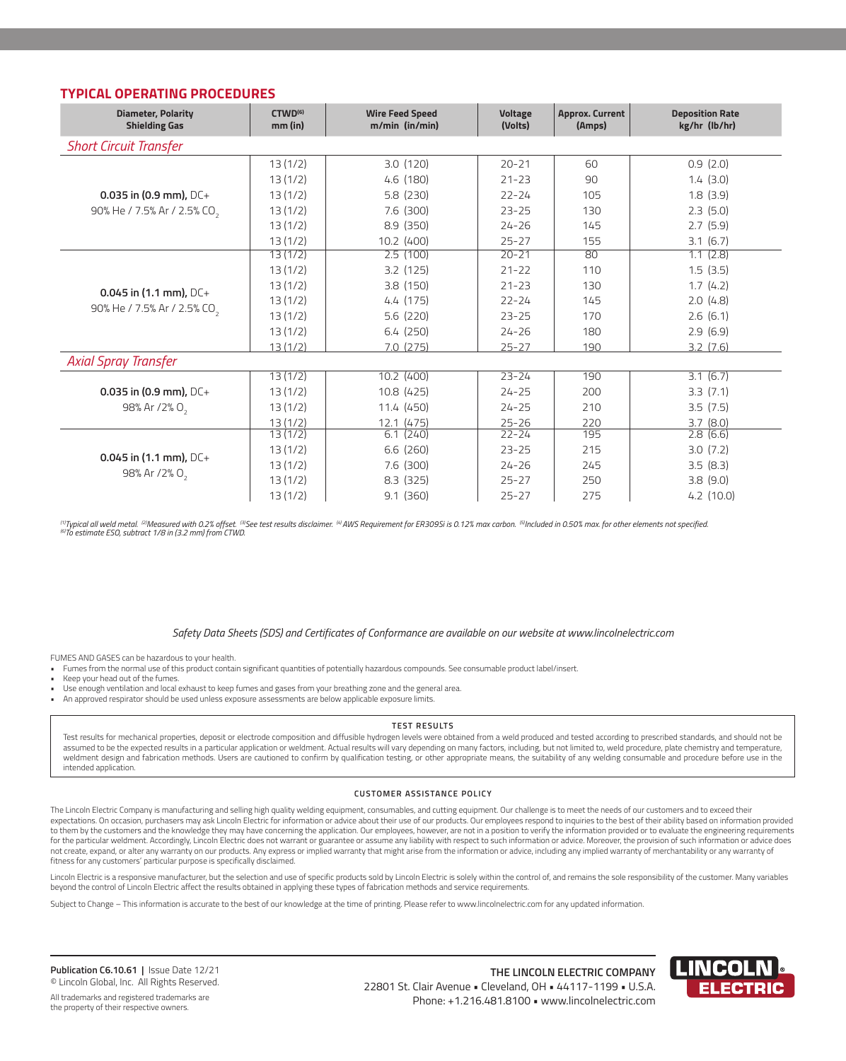## TYPICAL OPERATING PROCEDURES

| Diameter, Polarity Shielding Gas | CTWD[6] mm (in) | Wire Feed Speed m/min (in/min) | Voltage (Volts) | Approx. Current (Amps) | Deposition Rate kg/hr (lb/hr) |
|---|---|---|---|---|---|
| *Short Circuit Transfer* | | | | | |
| **0.035 in (0.9 mm),** DC+ 90% He / 7.5% Ar / 2.5% $CO_2$ | 13 (1/2) | 3.0 (120) | 20-21 | 60 | 0.9 (2.0) |
| | 13 (1/2) | 4.6 (180) | 21-23 | 90 | 1.4 (3.0) |
| | 13 (1/2) | 5.8 (230) | 22-24 | 105 | 1.8 (3.9) |
| | 13 (1/2) | 7.6 (300) | 23-25 | 130 | 2.3 (5.0) |
| | 13 (1/2) | 8.9 (350) | 24-26 | 145 | 2.7 (5.9) |
| | 13 (1/2) | 10.2 (400) | 25-27 | 155 | 3.1 (6.7) |
| **0.045 in (1.1 mm),** DC+ 90% He / 7.5% Ar / 2.5% $CO_2$ | 13 (1/2) | 2.5 (100) | 20-21 | 80 | 1.1 (2.8) |
| | 13 (1/2) | 3.2 (125) | 21-22 | 110 | 1.5 (3.5) |
| | 13 (1/2) | 3.8 (150) | 21-23 | 130 | 1.7 (4.2) |
| | 13 (1/2) | 4.4 (175) | 22-24 | 145 | 2.0 (4.8) |
| | 13 (1/2) | 5.6 (220) | 23-25 | 170 | 2.6 (6.1) |
| | 13 (1/2) | 6.4 (250) | 24-26 | 180 | 2.9 (6.9) |
| | 13 (1/2) | 7.0 (275) | 25-27 | 190 | 3.2 (7.6) |
| *Axial Spray Transfer* | | | | | |
| **0.035 in (0.9 mm),** DC+ 98% Ar /2% $O_2$ | 13 (1/2) | 10.2 (400) | 23-24 | 190 | 3.1 (6.7) |
| | 13 (1/2) | 10.8 (425) | 24-25 | 200 | 3.3 (7.1) |
| | 13 (1/2) | 11.4 (450) | 24-25 | 210 | 3.5 (7.5) |
| | 13 (1/2) | 12.1 (475) | 25-26 | 220 | 3.7 (8.0) |
| **0.045 in (1.1 mm),** DC+ 98% Ar /2% $O_2$ | 13 (1/2) | 6.1 (240) | 22-24 | 195 | 2.8 (6.6) |
| | 13 (1/2) | 6.6 (260) | 23-25 | 215 | 3.0 (7.2) |
| | 13 (1/2) | 7.6 (300) | 24-26 | 245 | 3.5 (8.3) |
| | 13 (1/2) | 8.3 (325) | 25-27 | 250 | 3.8 (9.0) |
| | 13 (1/2) | 9.1 (360) | 25-27 | 275 | 4.2 (10.0) |

*[1]Typical all weld metal. [2]Measured with 0.2% offset. [3]See test results disclaimer. [4]AWS Requirement for ER309Si is 0.12% max carbon. [5]Included in 0.50% max. for other elements not specified.*
*[6]To estimate ESO, subtract 1/8 in (3.2 mm) from CTWD.*

*Safety Data Sheets (SDS) and Certificates of Conformance are available on our website at www.lincolnelectric.com*

FUMES AND GASES can be hazardous to your health.

- Fumes from the normal use of this product contain significant quantities of potentially hazardous compounds. See consumable product label/insert.
- Keep your head out of the fumes.
- Use enough ventilation and local exhaust to keep fumes and gases from your breathing zone and the general area.
- An approved respirator should be used unless exposure assessments are below applicable exposure limits.

### TEST RESULTS

Test results for mechanical properties, deposit or electrode composition and diffusible hydrogen levels were obtained from a weld produced and tested according to prescribed standards, and should not be assumed to be the expected results in a particular application or weldment. Actual results will vary depending on many factors, including, but not limited to, weld procedure, plate chemistry and temperature, weldment design and fabrication methods. Users are cautioned to confirm by qualification testing, or other appropriate means, the suitability of any welding consumable and procedure before use in the intended application.

### CUSTOMER ASSISTANCE POLICY

The Lincoln Electric Company is manufacturing and selling high quality welding equipment, consumables, and cutting equipment. Our challenge is to meet the needs of our customers and to exceed their expectations. On occasion, purchasers may ask Lincoln Electric for information or advice about their use of our products. Our employees respond to inquiries to the best of their ability based on information provided to them by the customers and the knowledge they may have concerning the application. Our employees, however, are not in a position to verify the information provided or to evaluate the engineering requirements for the particular weldment. Accordingly, Lincoln Electric does not warrant or guarantee or assume any liability with respect to such information or advice. Moreover, the provision of such information or advice does not create, expand, or alter any warranty on our products. Any express or implied warranty that might arise from the information or advice, including any implied warranty of merchantability or any warranty of fitness for any customers' particular purpose is specifically disclaimed.

Lincoln Electric is a responsive manufacturer, but the selection and use of specific products sold by Lincoln Electric is solely within the control of, and remains the sole responsibility of the customer. Many variables beyond the control of Lincoln Electric affect the results obtained in applying these types of fabrication methods and service requirements.

Subject to Change – This information is accurate to the best of our knowledge at the time of printing. Please refer to www.lincolnelectric.com for any updated information.

**Publication C6.10.61** | Issue Date 12/21
© Lincoln Global, Inc. All Rights Reserved.

All trademarks and registered trademarks are the property of their respective owners.

**THE LINCOLN ELECTRIC COMPANY**
22801 St. Clair Avenue • Cleveland, OH • 44117-1199 • U.S.A.
Phone: +1.216.481.8100 • www.lincolnelectric.com

LINCOLN ELECTRIC